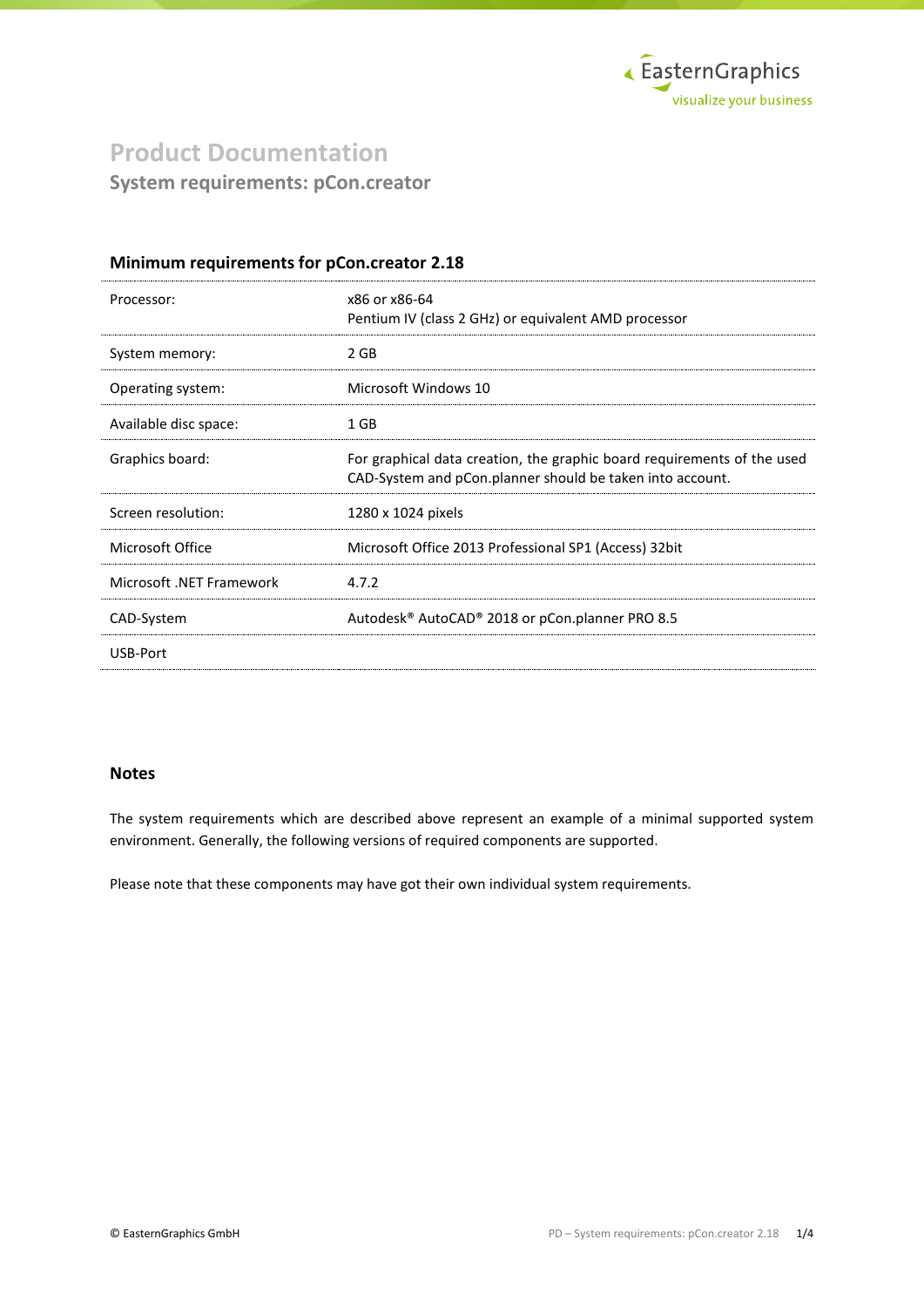EasternGraphics
visualize your business

# Product Documentation

## System requirements: pCon.creator

### Minimum requirements for pCon.creator 2.18

| | |
|---|---|
| Processor: | x86 or x86-64<br>Pentium IV (class 2 GHz) or equivalent AMD processor |
| System memory: | 2 GB |
| Operating system: | Microsoft Windows 10 |
| Available disc space: | 1 GB |
| Graphics board: | For graphical data creation, the graphic board requirements of the used CAD-System and pCon.planner should be taken into account. |
| Screen resolution: | 1280 x 1024 pixels |
| Microsoft Office | Microsoft Office 2013 Professional SP1 (Access) 32bit |
| Microsoft .NET Framework | 4.7.2 |
| CAD-System | Autodesk® AutoCAD® 2018 or pCon.planner PRO 8.5 |
| USB-Port | |

### Notes

The system requirements which are described above represent an example of a minimal supported system environment. Generally, the following versions of required components are supported.

Please note that these components may have got their own individual system requirements.

© EasternGraphics GmbH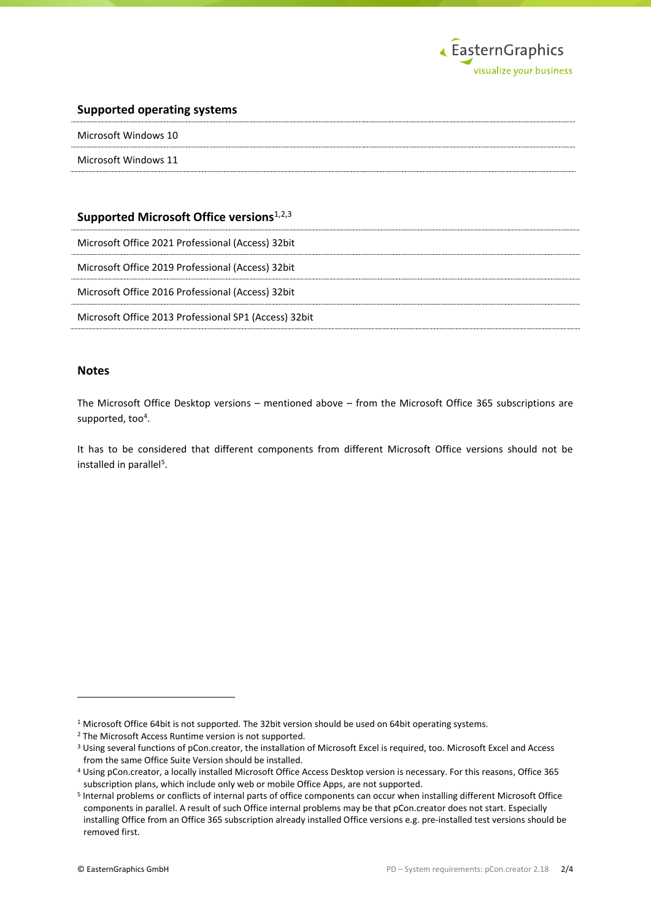## Supported operating systems

Microsoft Windows 10

Microsoft Windows 11

## Supported Microsoft Office versions[1,2,3]

Microsoft Office 2021 Professional (Access) 32bit

Microsoft Office 2019 Professional (Access) 32bit

Microsoft Office 2016 Professional (Access) 32bit

Microsoft Office 2013 Professional SP1 (Access) 32bit

## Notes

The Microsoft Office Desktop versions – mentioned above – from the Microsoft Office 365 subscriptions are supported, too[4].

It has to be considered that different components from different Microsoft Office versions should not be installed in parallel[5].

---

[1] Microsoft Office 64bit is not supported. The 32bit version should be used on 64bit operating systems.

[2] The Microsoft Access Runtime version is not supported.

[3] Using several functions of pCon.creator, the installation of Microsoft Excel is required, too. Microsoft Excel and Access from the same Office Suite Version should be installed.

[4] Using pCon.creator, a locally installed Microsoft Office Access Desktop version is necessary. For this reasons, Office 365 subscription plans, which include only web or mobile Office Apps, are not supported.

[5] Internal problems or conflicts of internal parts of office components can occur when installing different Microsoft Office components in parallel. A result of such Office internal problems may be that pCon.creator does not start. Especially installing Office from an Office 365 subscription already installed Office versions e.g. pre-installed test versions should be removed first.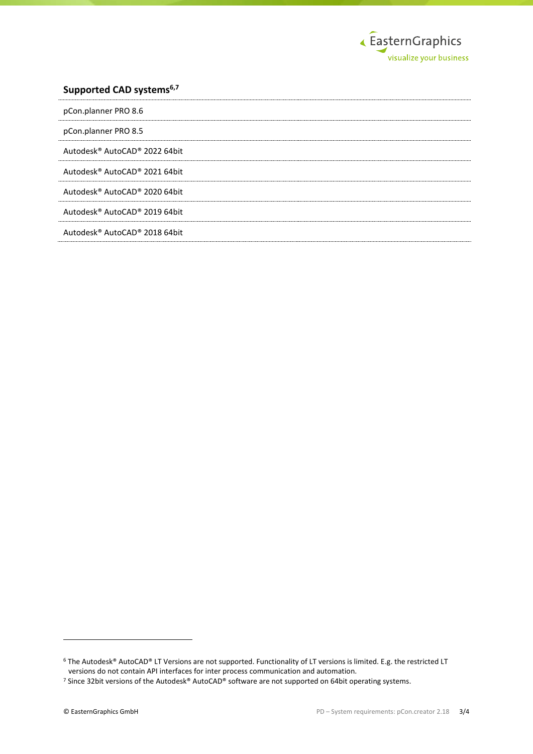## Supported CAD systems[6,7]

| |
|---|
| pCon.planner PRO 8.6 |
| pCon.planner PRO 8.5 |
| Autodesk® AutoCAD® 2022 64bit |
| Autodesk® AutoCAD® 2021 64bit |
| Autodesk® AutoCAD® 2020 64bit |
| Autodesk® AutoCAD® 2019 64bit |
| Autodesk® AutoCAD® 2018 64bit |

[6] The Autodesk® AutoCAD® LT Versions are not supported. Functionality of LT versions is limited. E.g. the restricted LT versions do not contain API interfaces for inter process communication and automation.

[7] Since 32bit versions of the Autodesk® AutoCAD® software are not supported on 64bit operating systems.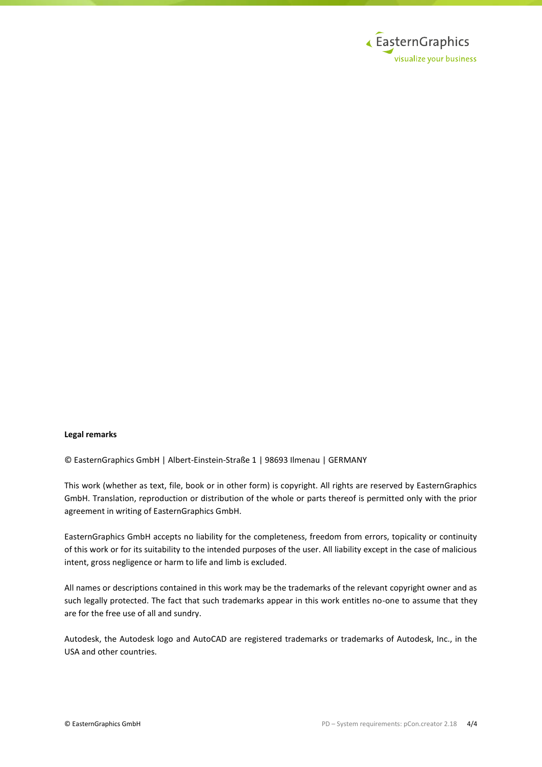**Legal remarks**

© EasternGraphics GmbH | Albert-Einstein-Straße 1 | 98693 Ilmenau | GERMANY

This work (whether as text, file, book or in other form) is copyright. All rights are reserved by EasternGraphics GmbH. Translation, reproduction or distribution of the whole or parts thereof is permitted only with the prior agreement in writing of EasternGraphics GmbH.

EasternGraphics GmbH accepts no liability for the completeness, freedom from errors, topicality or continuity of this work or for its suitability to the intended purposes of the user. All liability except in the case of malicious intent, gross negligence or harm to life and limb is excluded.

All names or descriptions contained in this work may be the trademarks of the relevant copyright owner and as such legally protected. The fact that such trademarks appear in this work entitles no-one to assume that they are for the free use of all and sundry.

Autodesk, the Autodesk logo and AutoCAD are registered trademarks or trademarks of Autodesk, Inc., in the USA and other countries.